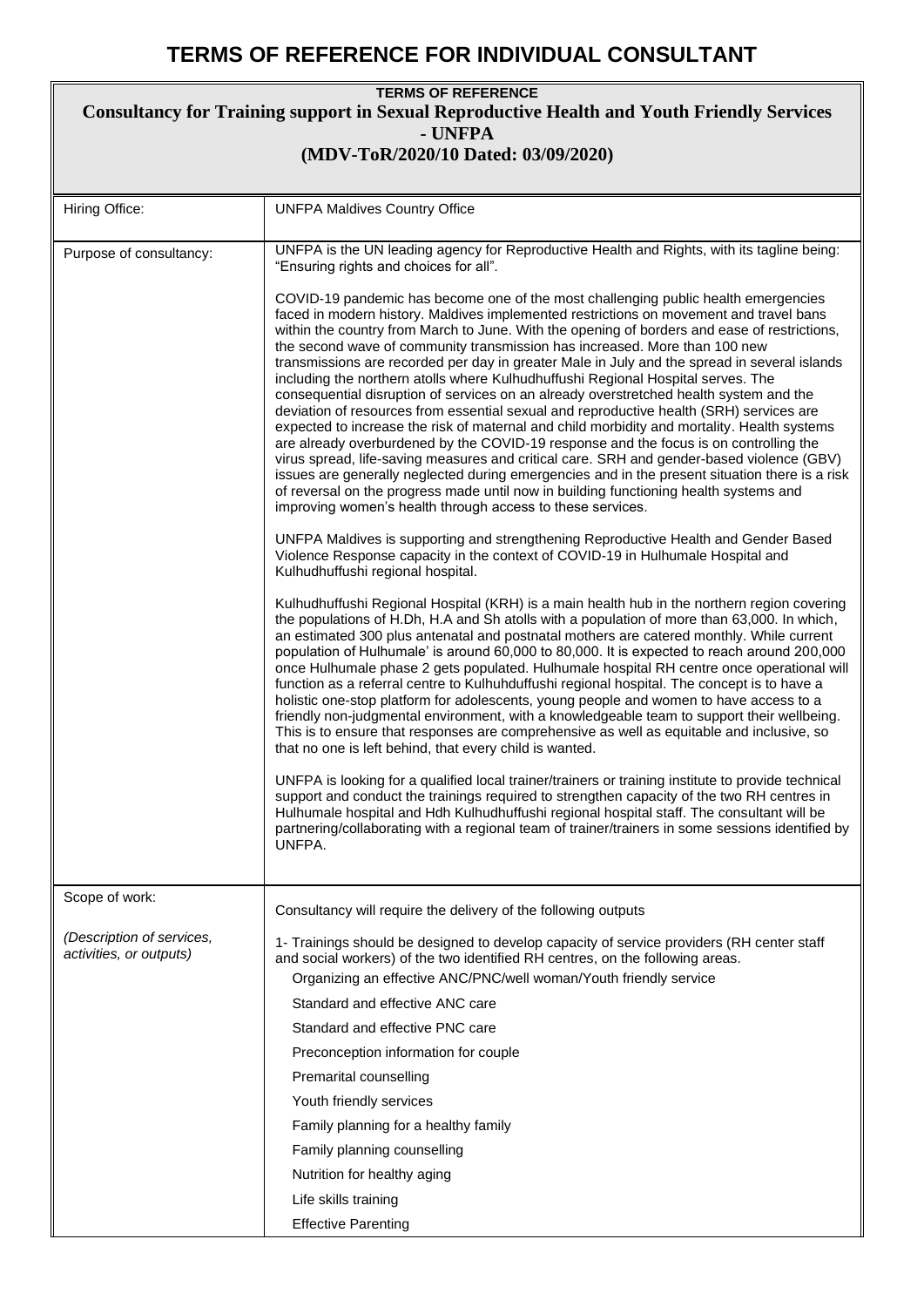# TERMS OF REFERENCE FOR INDIVIDUAL CONSULTANT

**TERMS OF REFERENCE**

## Consultancy for Training support in Sexual Reproductive Health and Youth Friendly Services - UNFPA

### (MDV-ToR/2020/10 Dated: 03/09/2020)

| | |
|---|---|
| Hiring Office: | UNFPA Maldives Country Office |
| Purpose of consultancy: | UNFPA is the UN leading agency for Reproductive Health and Rights, with its tagline being: "Ensuring rights and choices for all".<br><br>COVID-19 pandemic has become one of the most challenging public health emergencies faced in modern history. Maldives implemented restrictions on movement and travel bans within the country from March to June. With the opening of borders and ease of restrictions, the second wave of community transmission has increased. More than 100 new transmissions are recorded per day in greater Male in July and the spread in several islands including the northern atolls where Kulhudhuffushi Regional Hospital serves. The consequential disruption of services on an already overstretched health system and the deviation of resources from essential sexual and reproductive health (SRH) services are expected to increase the risk of maternal and child morbidity and mortality. Health systems are already overburdened by the COVID-19 response and the focus is on controlling the virus spread, life-saving measures and critical care. SRH and gender-based violence (GBV) issues are generally neglected during emergencies and in the present situation there is a risk of reversal on the progress made until now in building functioning health systems and improving women's health through access to these services.<br><br>UNFPA Maldives is supporting and strengthening Reproductive Health and Gender Based Violence Response capacity in the context of COVID-19 in Hulhumale Hospital and Kulhudhuffushi regional hospital.<br><br>Kulhudhuffushi Regional Hospital (KRH) is a main health hub in the northern region covering the populations of H.Dh, H.A and Sh atolls with a population of more than 63,000. In which, an estimated 300 plus antenatal and postnatal mothers are catered monthly. While current population of Hulhumale' is around 60,000 to 80,000. It is expected to reach around 200,000 once Hulhumale phase 2 gets populated. Hulhumale hospital RH centre once operational will function as a referral centre to Kulhuhduffushi regional hospital. The concept is to have a holistic one-stop platform for adolescents, young people and women to have access to a friendly non-judgmental environment, with a knowledgeable team to support their wellbeing. This is to ensure that responses are comprehensive as well as equitable and inclusive, so that no one is left behind, that every child is wanted.<br><br>UNFPA is looking for a qualified local trainer/trainers or training institute to provide technical support and conduct the trainings required to strengthen capacity of the two RH centres in Hulhumale hospital and Hdh Kulhudhuffushi regional hospital staff. The consultant will be partnering/collaborating with a regional team of trainer/trainers in some sessions identified by UNFPA. |
| Scope of work:<br><br>*(Description of services, activities, or outputs)* | Consultancy will require the delivery of the following outputs<br><br>1- Trainings should be designed to develop capacity of service providers (RH center staff and social workers) of the two identified RH centres, on the following areas.<br>Organizing an effective ANC/PNC/well woman/Youth friendly service<br>Standard and effective ANC care<br>Standard and effective PNC care<br>Preconception information for couple<br>Premarital counselling<br>Youth friendly services<br>Family planning for a healthy family<br>Family planning counselling<br>Nutrition for healthy aging<br>Life skills training<br>Effective Parenting |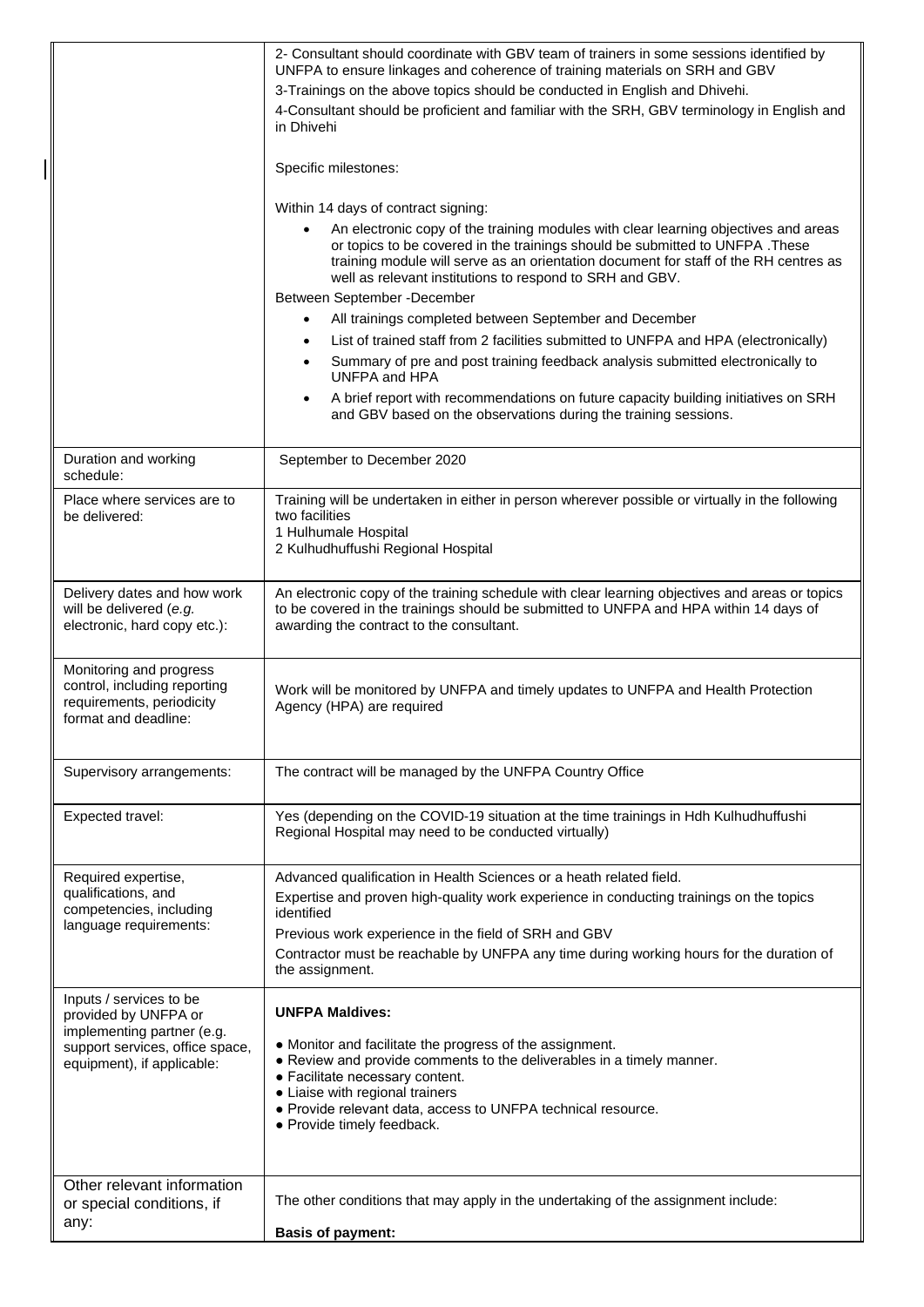| | |
|---|---|
| | 2- Consultant should coordinate with GBV team of trainers in some sessions identified by UNFPA to ensure linkages and coherence of training materials on SRH and GBV<br>3-Trainings on the above topics should be conducted in English and Dhivehi.<br>4-Consultant should be proficient and familiar with the SRH, GBV terminology in English and in Dhivehi<br><br>Specific milestones:<br><br>Within 14 days of contract signing:<br>• An electronic copy of the training modules with clear learning objectives and areas or topics to be covered in the trainings should be submitted to UNFPA .These training module will serve as an orientation document for staff of the RH centres as well as relevant institutions to respond to SRH and GBV.<br>Between September -December<br>• All trainings completed between September and December<br>• List of trained staff from 2 facilities submitted to UNFPA and HPA (electronically)<br>• Summary of pre and post training feedback analysis submitted electronically to UNFPA and HPA<br>• A brief report with recommendations on future capacity building initiatives on SRH and GBV based on the observations during the training sessions. |
| Duration and working schedule: | September to December 2020 |
| Place where services are to be delivered: | Training will be undertaken in either in person wherever possible or virtually in the following two facilities<br>1 Hulhumale Hospital<br>2 Kulhudhuffushi Regional Hospital |
| Delivery dates and how work will be delivered (*e.g.* electronic, hard copy etc.): | An electronic copy of the training schedule with clear learning objectives and areas or topics to be covered in the trainings should be submitted to UNFPA and HPA within 14 days of awarding the contract to the consultant. |
| Monitoring and progress control, including reporting requirements, periodicity format and deadline: | Work will be monitored by UNFPA and timely updates to UNFPA and Health Protection Agency (HPA) are required |
| Supervisory arrangements: | The contract will be managed by the UNFPA Country Office |
| Expected travel: | Yes (depending on the COVID-19 situation at the time trainings in Hdh Kulhudhuffushi Regional Hospital may need to be conducted virtually) |
| Required expertise, qualifications, and competencies, including language requirements: | Advanced qualification in Health Sciences or a heath related field.<br>Expertise and proven high-quality work experience in conducting trainings on the topics identified<br>Previous work experience in the field of SRH and GBV<br>Contractor must be reachable by UNFPA any time during working hours for the duration of the assignment. |
| Inputs / services to be provided by UNFPA or implementing partner (e.g. support services, office space, equipment), if applicable: | **UNFPA Maldives:**<br><br>● Monitor and facilitate the progress of the assignment.<br>● Review and provide comments to the deliverables in a timely manner.<br>● Facilitate necessary content.<br>● Liaise with regional trainers<br>● Provide relevant data, access to UNFPA technical resource.<br>● Provide timely feedback. |
| Other relevant information or special conditions, if any: | The other conditions that may apply in the undertaking of the assignment include:<br><br>**Basis of payment:** |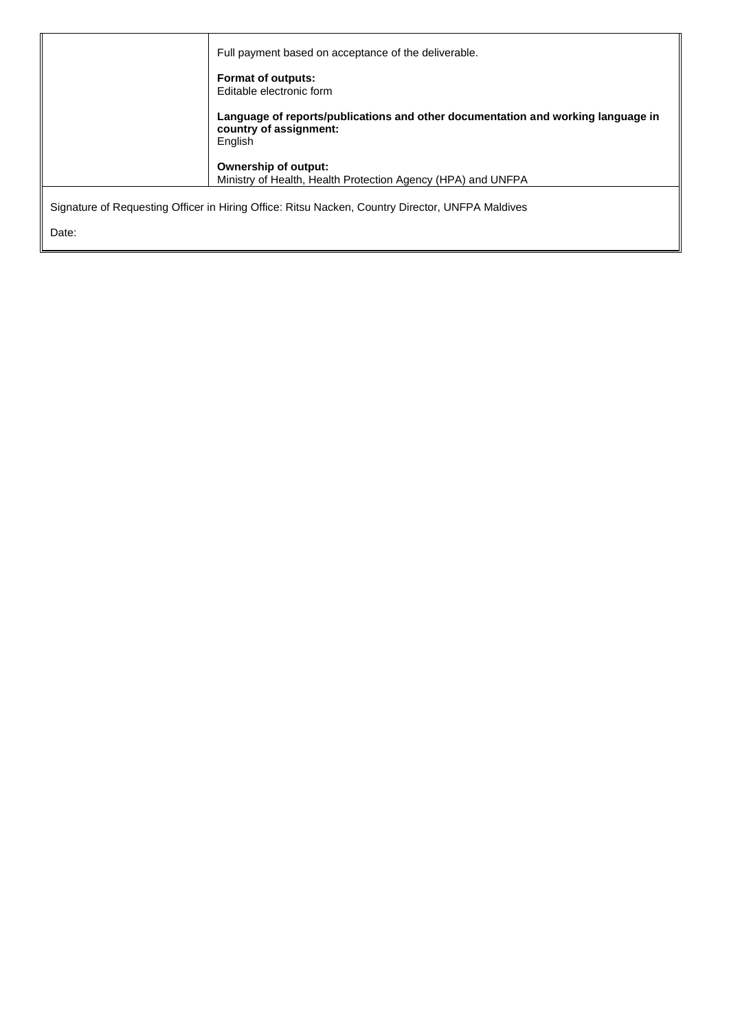| | |
|---|---|
| | Full payment based on acceptance of the deliverable.<br><br>**Format of outputs:**<br>Editable electronic form<br><br>**Language of reports/publications and other documentation and working language in country of assignment:**<br>English<br><br>**Ownership of output:**<br>Ministry of Health, Health Protection Agency (HPA) and UNFPA |

Signature of Requesting Officer in Hiring Office: Ritsu Nacken, Country Director, UNFPA Maldives

Date: